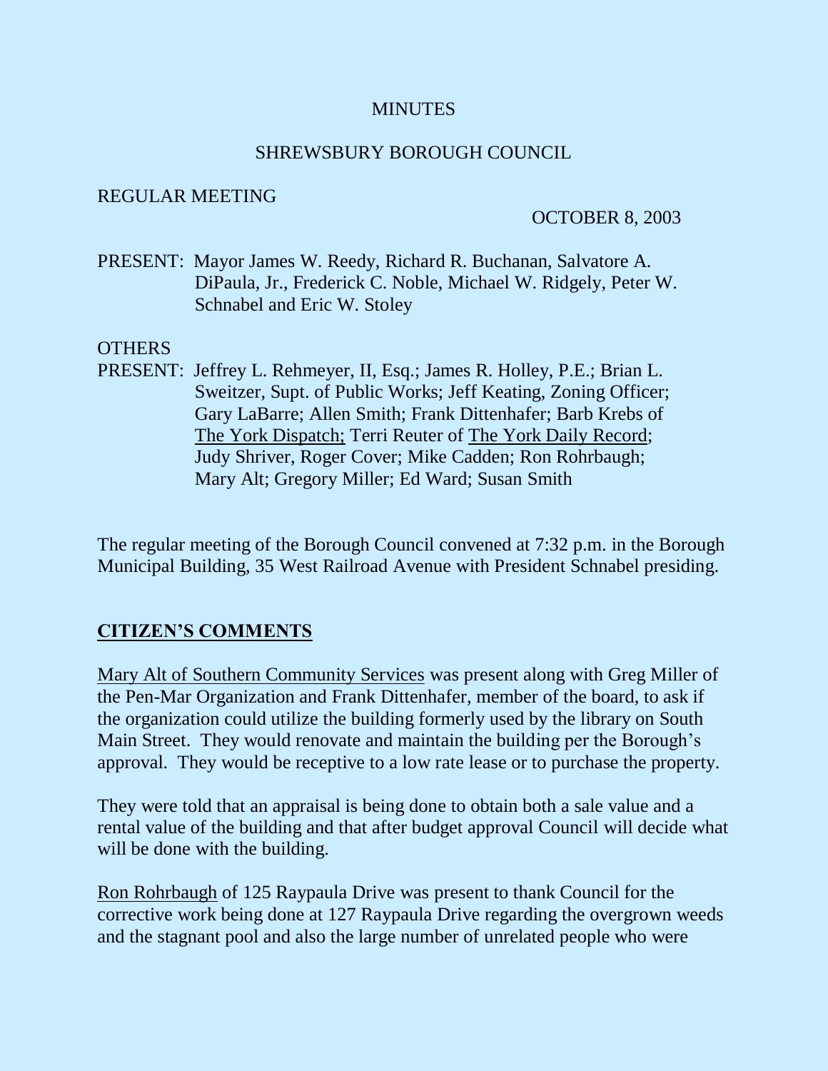MINUTES

SHREWSBURY BOROUGH COUNCIL

REGULAR MEETING

OCTOBER 8, 2003

PRESENT: Mayor James W. Reedy, Richard R. Buchanan, Salvatore A. DiPaula, Jr., Frederick C. Noble, Michael W. Ridgely, Peter W. Schnabel and Eric W. Stoley

OTHERS PRESENT: Jeffrey L. Rehmeyer, II, Esq.; James R. Holley, P.E.; Brian L. Sweitzer, Supt. of Public Works; Jeff Keating, Zoning Officer; Gary LaBarre; Allen Smith; Frank Dittenhafer; Barb Krebs of The York Dispatch; Terri Reuter of The York Daily Record; Judy Shriver, Roger Cover; Mike Cadden; Ron Rohrbaugh; Mary Alt; Gregory Miller; Ed Ward; Susan Smith

The regular meeting of the Borough Council convened at 7:32 p.m. in the Borough Municipal Building, 35 West Railroad Avenue with President Schnabel presiding.

## CITIZEN'S COMMENTS

Mary Alt of Southern Community Services was present along with Greg Miller of the Pen-Mar Organization and Frank Dittenhafer, member of the board, to ask if the organization could utilize the building formerly used by the library on South Main Street. They would renovate and maintain the building per the Borough's approval. They would be receptive to a low rate lease or to purchase the property.

They were told that an appraisal is being done to obtain both a sale value and a rental value of the building and that after budget approval Council will decide what will be done with the building.

Ron Rohrbaugh of 125 Raypaula Drive was present to thank Council for the corrective work being done at 127 Raypaula Drive regarding the overgrown weeds and the stagnant pool and also the large number of unrelated people who were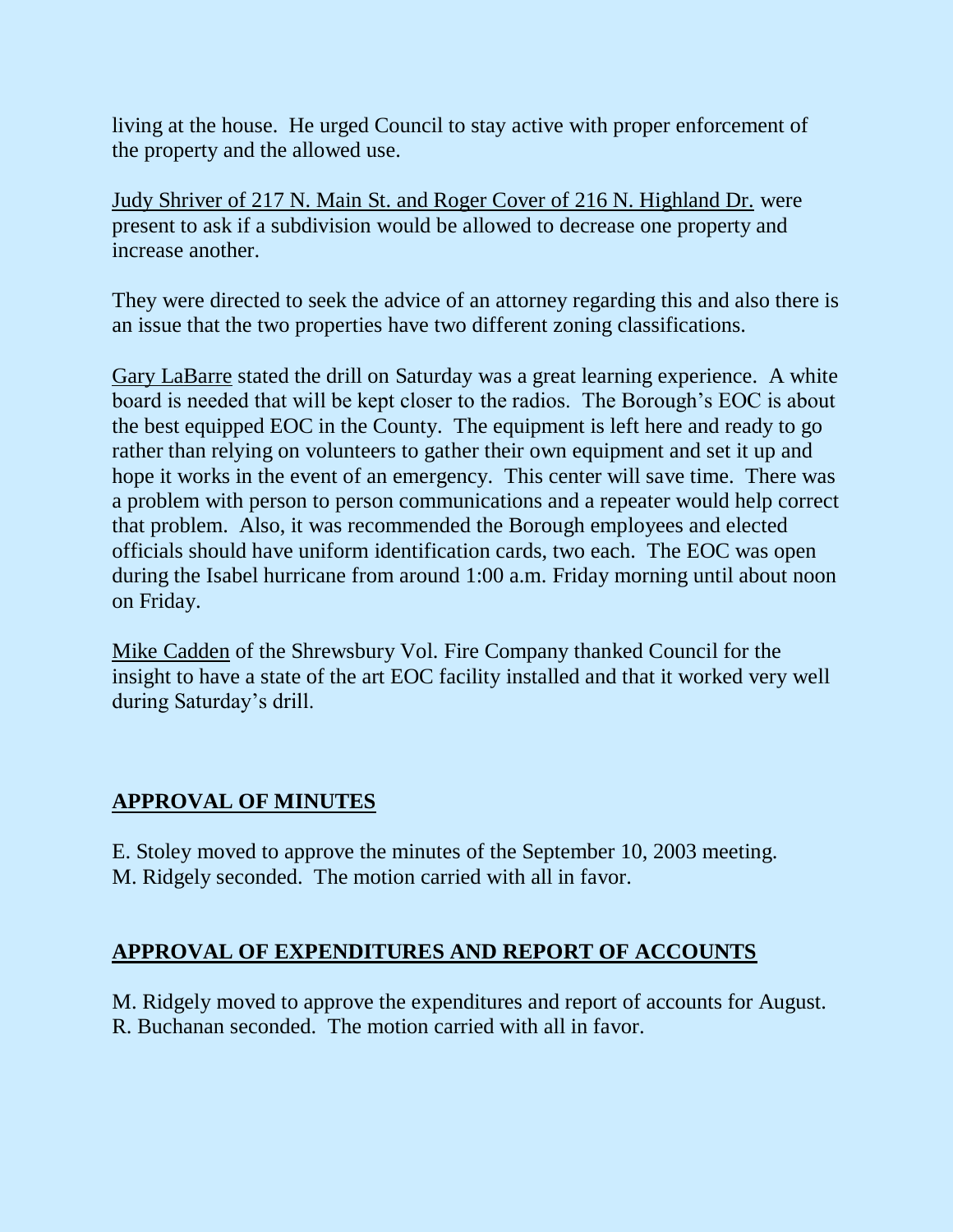living at the house. He urged Council to stay active with proper enforcement of the property and the allowed use.

Judy Shriver of 217 N. Main St. and Roger Cover of 216 N. Highland Dr. were present to ask if a subdivision would be allowed to decrease one property and increase another.

They were directed to seek the advice of an attorney regarding this and also there is an issue that the two properties have two different zoning classifications.

Gary LaBarre stated the drill on Saturday was a great learning experience. A white board is needed that will be kept closer to the radios. The Borough's EOC is about the best equipped EOC in the County. The equipment is left here and ready to go rather than relying on volunteers to gather their own equipment and set it up and hope it works in the event of an emergency. This center will save time. There was a problem with person to person communications and a repeater would help correct that problem. Also, it was recommended the Borough employees and elected officials should have uniform identification cards, two each. The EOC was open during the Isabel hurricane from around 1:00 a.m. Friday morning until about noon on Friday.

Mike Cadden of the Shrewsbury Vol. Fire Company thanked Council for the insight to have a state of the art EOC facility installed and that it worked very well during Saturday's drill.

## APPROVAL OF MINUTES

E. Stoley moved to approve the minutes of the September 10, 2003 meeting.
M. Ridgely seconded. The motion carried with all in favor.

## APPROVAL OF EXPENDITURES AND REPORT OF ACCOUNTS

M. Ridgely moved to approve the expenditures and report of accounts for August.
R. Buchanan seconded. The motion carried with all in favor.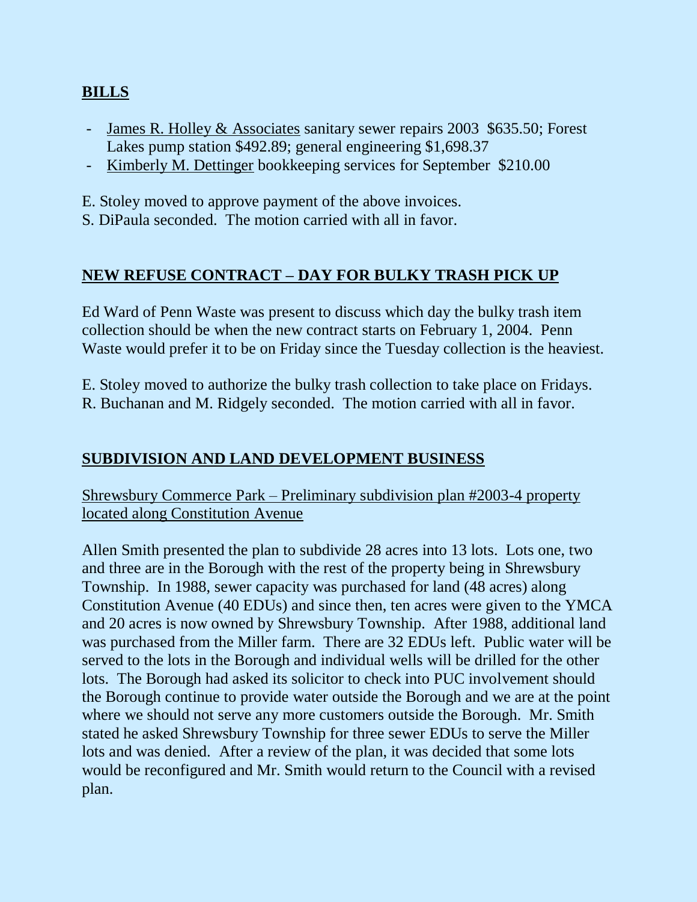## **BILLS**

- <u>James R. Holley & Associates</u> sanitary sewer repairs 2003 $635.50; Forest Lakes pump station $492.89; general engineering $1,698.37
- <u>Kimberly M. Dettinger</u> bookkeeping services for September $210.00

E. Stoley moved to approve payment of the above invoices.
S. DiPaula seconded. The motion carried with all in favor.

## **NEW REFUSE CONTRACT – DAY FOR BULKY TRASH PICK UP**

Ed Ward of Penn Waste was present to discuss which day the bulky trash item collection should be when the new contract starts on February 1, 2004. Penn Waste would prefer it to be on Friday since the Tuesday collection is the heaviest.

E. Stoley moved to authorize the bulky trash collection to take place on Fridays.
R. Buchanan and M. Ridgely seconded. The motion carried with all in favor.

## **SUBDIVISION AND LAND DEVELOPMENT BUSINESS**

<u>Shrewsbury Commerce Park – Preliminary subdivision plan #2003-4 property located along Constitution Avenue</u>

Allen Smith presented the plan to subdivide 28 acres into 13 lots. Lots one, two and three are in the Borough with the rest of the property being in Shrewsbury Township. In 1988, sewer capacity was purchased for land (48 acres) along Constitution Avenue (40 EDUs) and since then, ten acres were given to the YMCA and 20 acres is now owned by Shrewsbury Township. After 1988, additional land was purchased from the Miller farm. There are 32 EDUs left. Public water will be served to the lots in the Borough and individual wells will be drilled for the other lots. The Borough had asked its solicitor to check into PUC involvement should the Borough continue to provide water outside the Borough and we are at the point where we should not serve any more customers outside the Borough. Mr. Smith stated he asked Shrewsbury Township for three sewer EDUs to serve the Miller lots and was denied. After a review of the plan, it was decided that some lots would be reconfigured and Mr. Smith would return to the Council with a revised plan.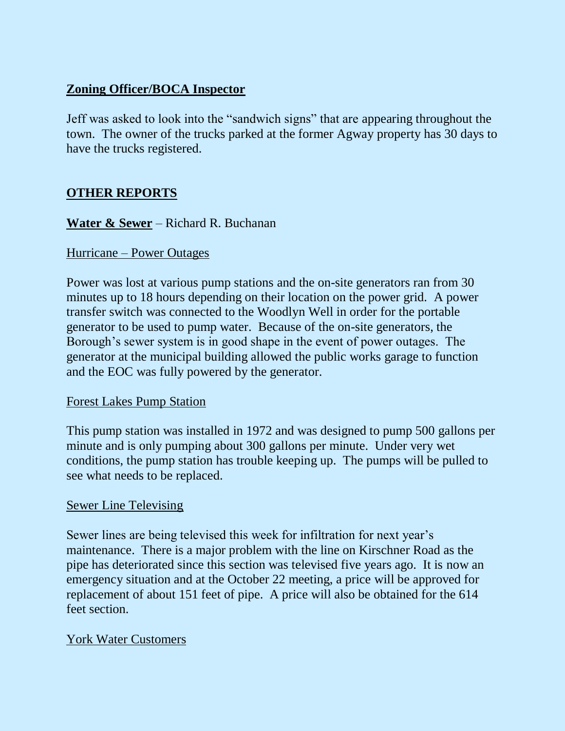## **Zoning Officer/BOCA Inspector**

Jeff was asked to look into the "sandwich signs" that are appearing throughout the town. The owner of the trucks parked at the former Agway property has 30 days to have the trucks registered.

## **OTHER REPORTS**

**Water & Sewer** – Richard R. Buchanan

Hurricane – Power Outages

Power was lost at various pump stations and the on-site generators ran from 30 minutes up to 18 hours depending on their location on the power grid. A power transfer switch was connected to the Woodlyn Well in order for the portable generator to be used to pump water. Because of the on-site generators, the Borough's sewer system is in good shape in the event of power outages. The generator at the municipal building allowed the public works garage to function and the EOC was fully powered by the generator.

Forest Lakes Pump Station

This pump station was installed in 1972 and was designed to pump 500 gallons per minute and is only pumping about 300 gallons per minute. Under very wet conditions, the pump station has trouble keeping up. The pumps will be pulled to see what needs to be replaced.

Sewer Line Televising

Sewer lines are being televised this week for infiltration for next year's maintenance. There is a major problem with the line on Kirschner Road as the pipe has deteriorated since this section was televised five years ago. It is now an emergency situation and at the October 22 meeting, a price will be approved for replacement of about 151 feet of pipe. A price will also be obtained for the 614 feet section.

York Water Customers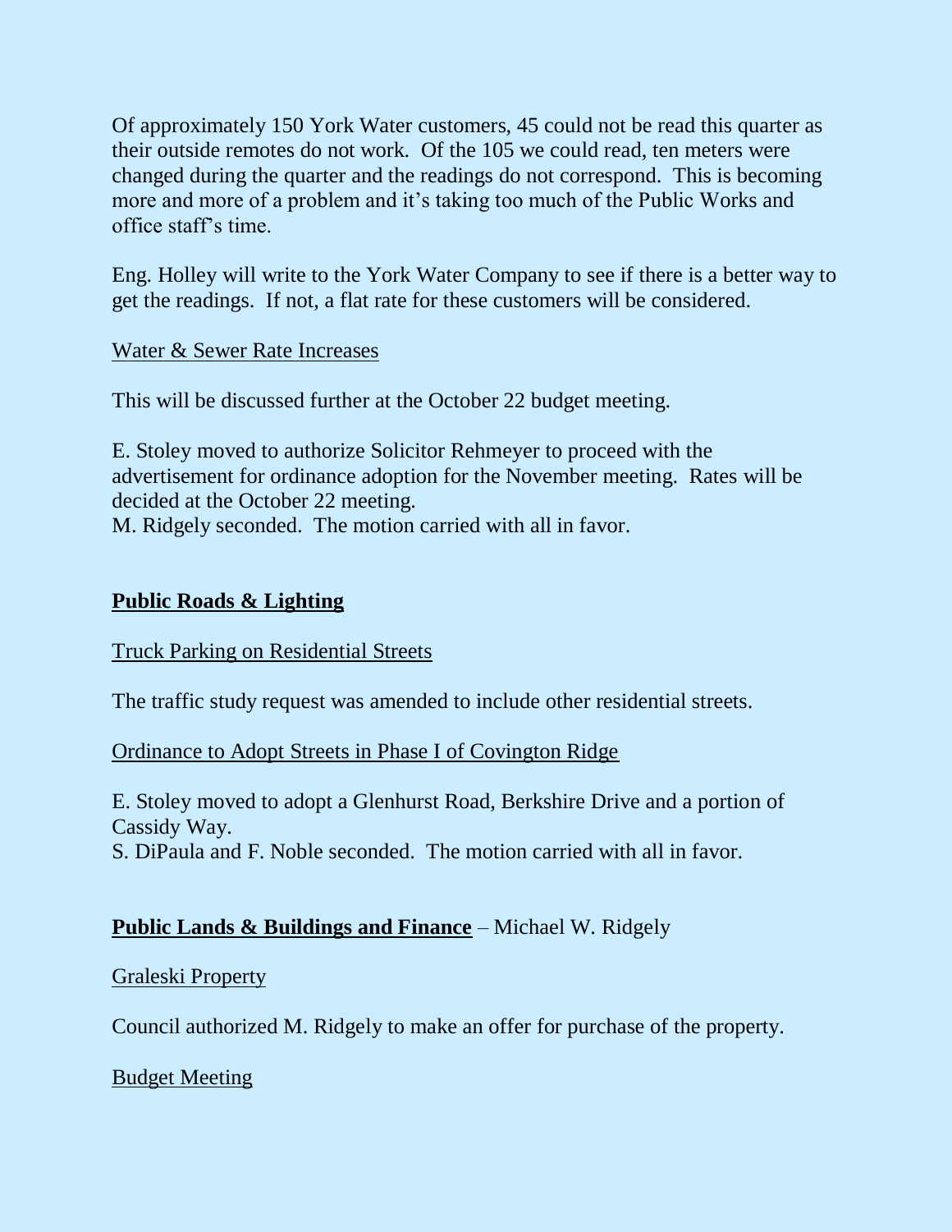Of approximately 150 York Water customers, 45 could not be read this quarter as their outside remotes do not work. Of the 105 we could read, ten meters were changed during the quarter and the readings do not correspond. This is becoming more and more of a problem and it's taking too much of the Public Works and office staff's time.

Eng. Holley will write to the York Water Company to see if there is a better way to get the readings. If not, a flat rate for these customers will be considered.

<u>Water & Sewer Rate Increases</u>

This will be discussed further at the October 22 budget meeting.

E. Stoley moved to authorize Solicitor Rehmeyer to proceed with the advertisement for ordinance adoption for the November meeting. Rates will be decided at the October 22 meeting.
M. Ridgely seconded. The motion carried with all in favor.

## **<u>Public Roads & Lighting</u>**

<u>Truck Parking on Residential Streets</u>

The traffic study request was amended to include other residential streets.

<u>Ordinance to Adopt Streets in Phase I of Covington Ridge</u>

E. Stoley moved to adopt a Glenhurst Road, Berkshire Drive and a portion of Cassidy Way.
S. DiPaula and F. Noble seconded. The motion carried with all in favor.

## **<u>Public Lands & Buildings and Finance</u>** – Michael W. Ridgely

<u>Graleski Property</u>

Council authorized M. Ridgely to make an offer for purchase of the property.

<u>Budget Meeting</u>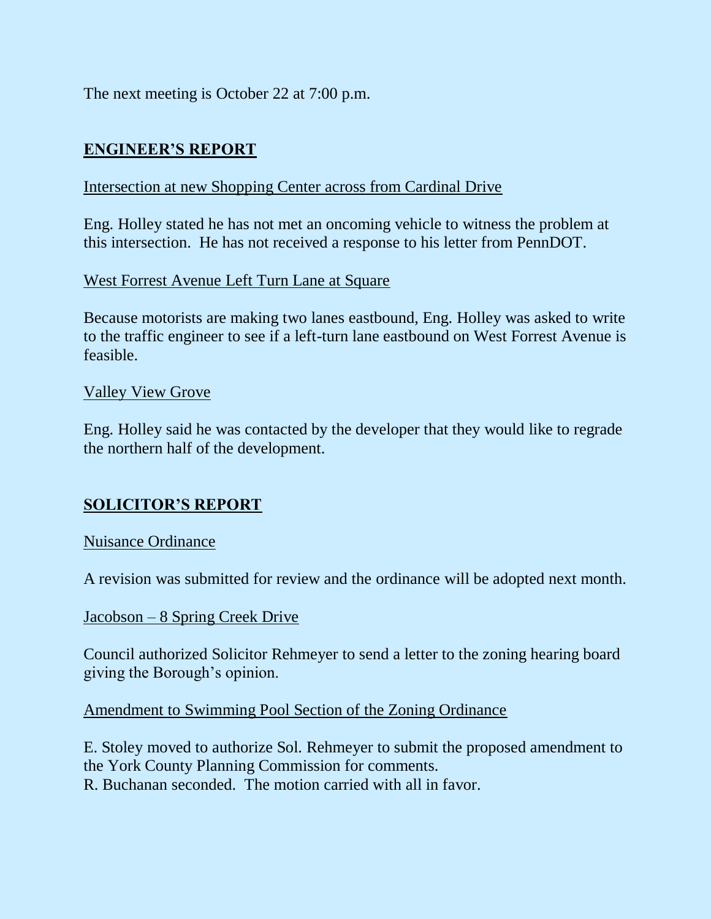The next meeting is October 22 at 7:00 p.m.

## ENGINEER'S REPORT

Intersection at new Shopping Center across from Cardinal Drive

Eng. Holley stated he has not met an oncoming vehicle to witness the problem at this intersection. He has not received a response to his letter from PennDOT.

West Forrest Avenue Left Turn Lane at Square

Because motorists are making two lanes eastbound, Eng. Holley was asked to write to the traffic engineer to see if a left-turn lane eastbound on West Forrest Avenue is feasible.

Valley View Grove

Eng. Holley said he was contacted by the developer that they would like to regrade the northern half of the development.

## SOLICITOR'S REPORT

Nuisance Ordinance

A revision was submitted for review and the ordinance will be adopted next month.

Jacobson – 8 Spring Creek Drive

Council authorized Solicitor Rehmeyer to send a letter to the zoning hearing board giving the Borough's opinion.

Amendment to Swimming Pool Section of the Zoning Ordinance

E. Stoley moved to authorize Sol. Rehmeyer to submit the proposed amendment to the York County Planning Commission for comments.
R. Buchanan seconded. The motion carried with all in favor.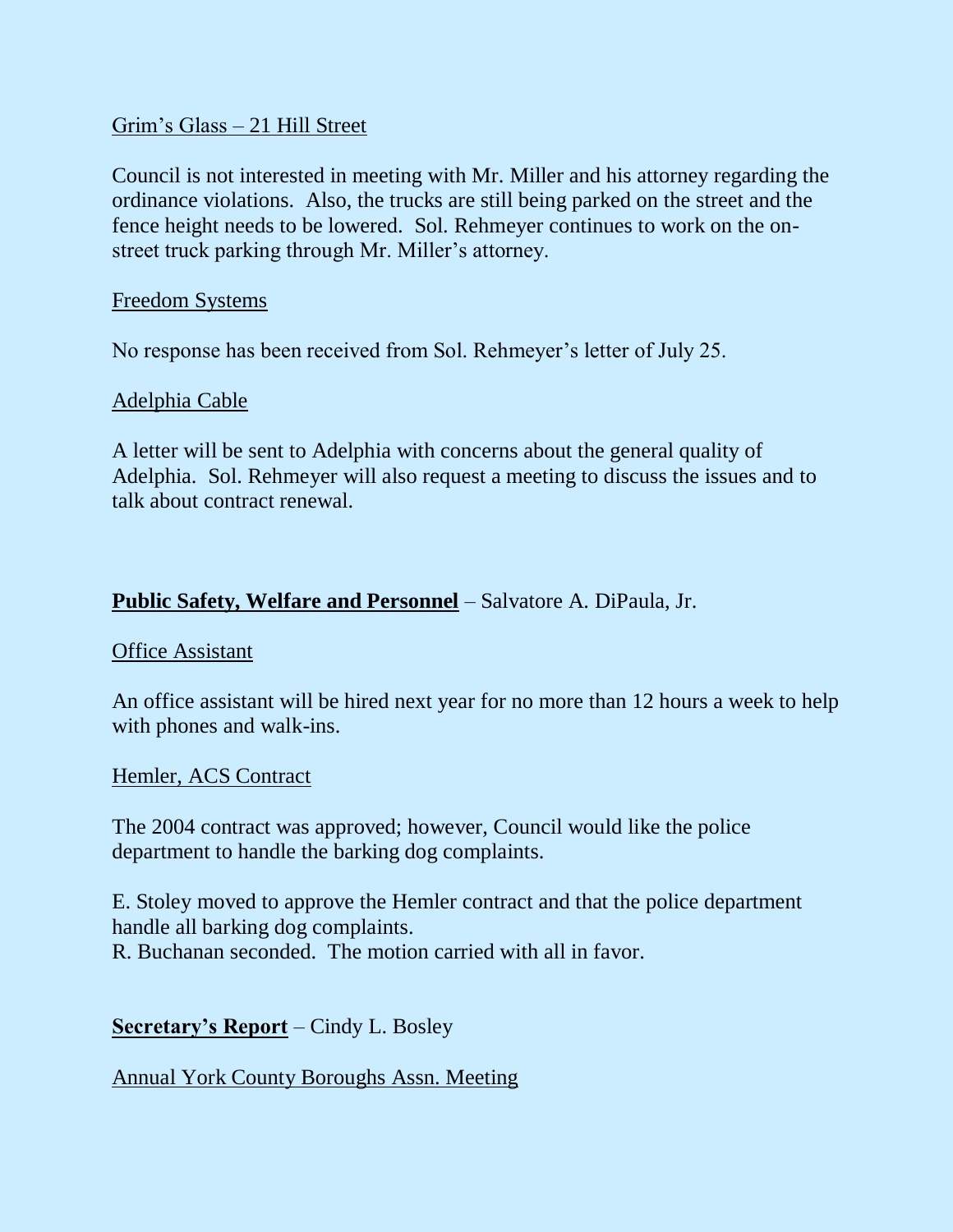Grim's Glass – 21 Hill Street

Council is not interested in meeting with Mr. Miller and his attorney regarding the ordinance violations. Also, the trucks are still being parked on the street and the fence height needs to be lowered. Sol. Rehmeyer continues to work on the on-street truck parking through Mr. Miller's attorney.

Freedom Systems

No response has been received from Sol. Rehmeyer's letter of July 25.

Adelphia Cable

A letter will be sent to Adelphia with concerns about the general quality of Adelphia. Sol. Rehmeyer will also request a meeting to discuss the issues and to talk about contract renewal.

**Public Safety, Welfare and Personnel** – Salvatore A. DiPaula, Jr.

Office Assistant

An office assistant will be hired next year for no more than 12 hours a week to help with phones and walk-ins.

Hemler, ACS Contract

The 2004 contract was approved; however, Council would like the police department to handle the barking dog complaints.

E. Stoley moved to approve the Hemler contract and that the police department handle all barking dog complaints.
R. Buchanan seconded. The motion carried with all in favor.

**Secretary's Report** – Cindy L. Bosley

Annual York County Boroughs Assn. Meeting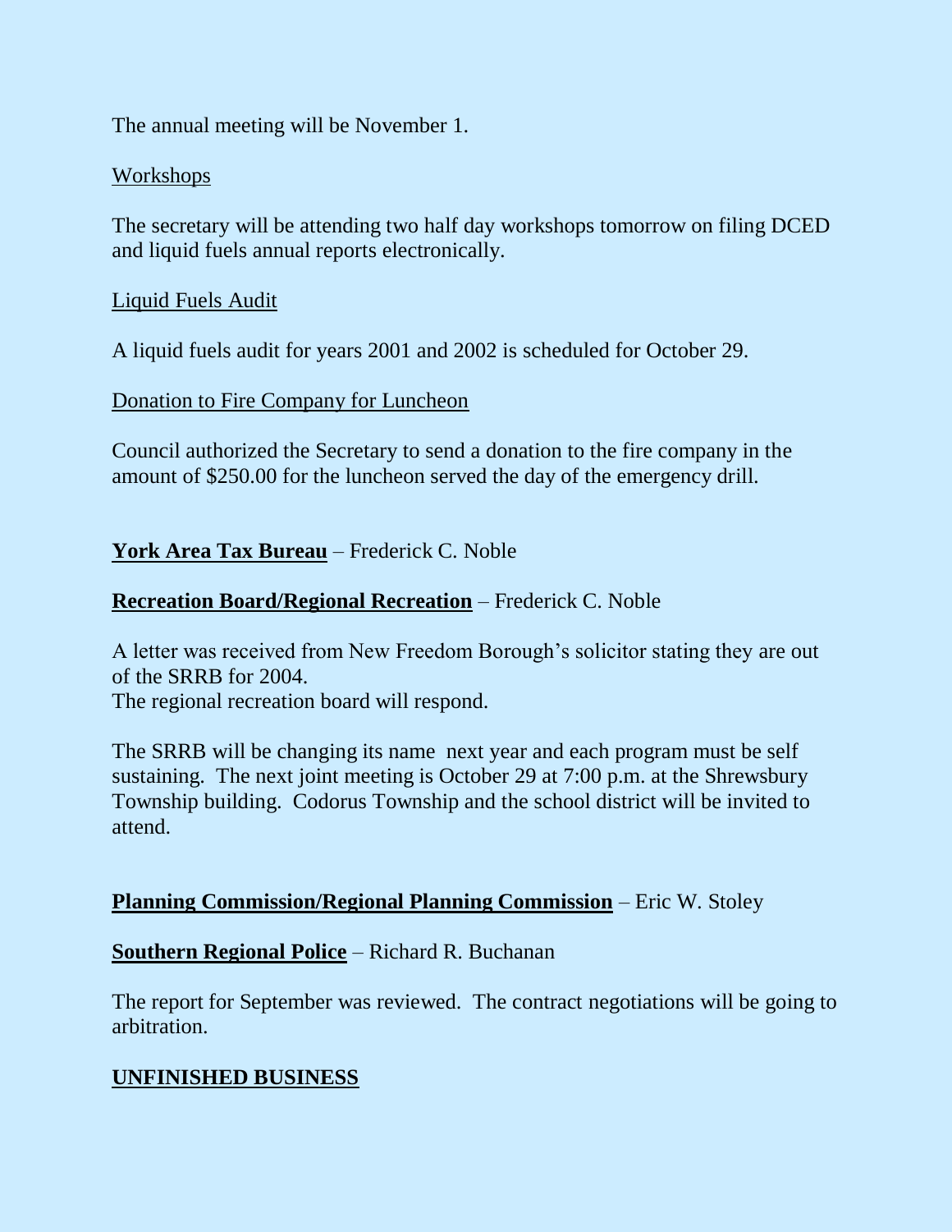The annual meeting will be November 1.

Workshops

The secretary will be attending two half day workshops tomorrow on filing DCED and liquid fuels annual reports electronically.

Liquid Fuels Audit

A liquid fuels audit for years 2001 and 2002 is scheduled for October 29.

Donation to Fire Company for Luncheon

Council authorized the Secretary to send a donation to the fire company in the amount of $250.00 for the luncheon served the day of the emergency drill.

**York Area Tax Bureau** – Frederick C. Noble

**Recreation Board/Regional Recreation** – Frederick C. Noble

A letter was received from New Freedom Borough's solicitor stating they are out of the SRRB for 2004.
The regional recreation board will respond.

The SRRB will be changing its name next year and each program must be self sustaining. The next joint meeting is October 29 at 7:00 p.m. at the Shrewsbury Township building. Codorus Township and the school district will be invited to attend.

**Planning Commission/Regional Planning Commission** – Eric W. Stoley

**Southern Regional Police** – Richard R. Buchanan

The report for September was reviewed. The contract negotiations will be going to arbitration.

## UNFINISHED BUSINESS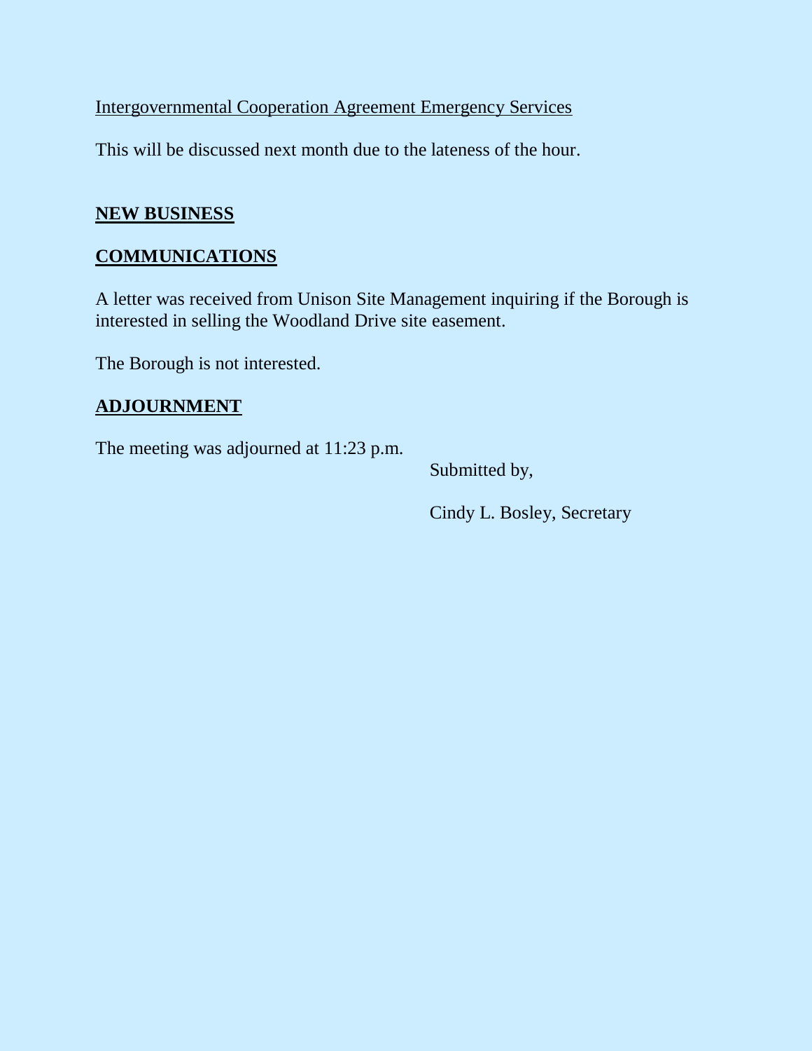Intergovernmental Cooperation Agreement Emergency Services

This will be discussed next month due to the lateness of the hour.

## NEW BUSINESS

## COMMUNICATIONS

A letter was received from Unison Site Management inquiring if the Borough is interested in selling the Woodland Drive site easement.

The Borough is not interested.

## ADJOURNMENT

The meeting was adjourned at 11:23 p.m.

Submitted by,

Cindy L. Bosley, Secretary